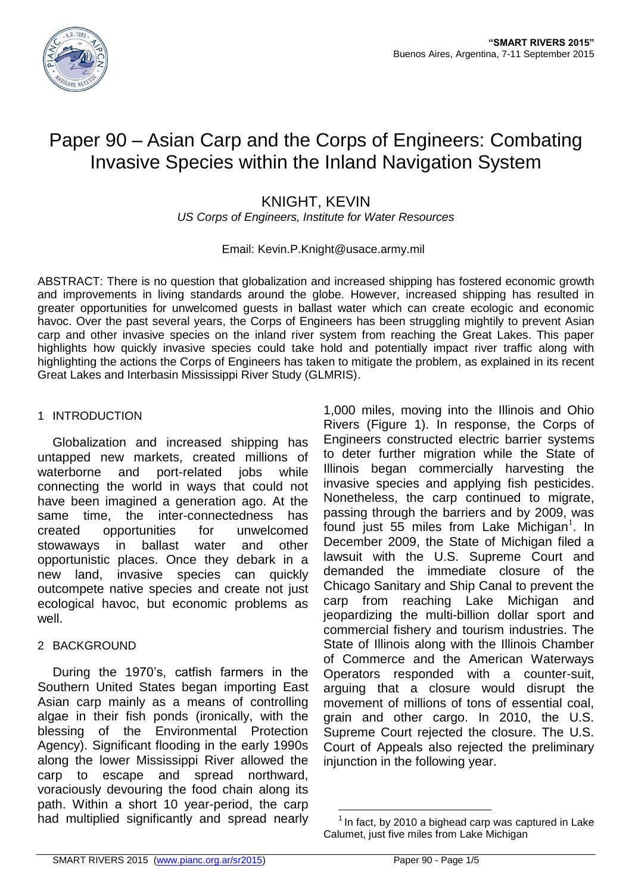# Paper 90 – Asian Carp and the Corps of Engineers: Combating Invasive Species within the Inland Navigation System

## KNIGHT, KEVIN

*US Corps of Engineers, Institute for Water Resources*

Email: Kevin.P.Knight@usace.army.mil

ABSTRACT: There is no question that globalization and increased shipping has fostered economic growth and improvements in living standards around the globe. However, increased shipping has resulted in greater opportunities for unwelcomed guests in ballast water which can create ecologic and economic havoc. Over the past several years, the Corps of Engineers has been struggling mightily to prevent Asian carp and other invasive species on the inland river system from reaching the Great Lakes. This paper highlights how quickly invasive species could take hold and potentially impact river traffic along with highlighting the actions the Corps of Engineers has taken to mitigate the problem, as explained in its recent Great Lakes and Interbasin Mississippi River Study (GLMRIS).

## 1 INTRODUCTION

Globalization and increased shipping has untapped new markets, created millions of waterborne and port-related jobs while connecting the world in ways that could not have been imagined a generation ago. At the same time, the inter-connectedness has created opportunities for unwelcomed stowaways in ballast water and other opportunistic places. Once they debark in a new land, invasive species can quickly outcompete native species and create not just ecological havoc, but economic problems as well.

## 2 BACKGROUND

During the 1970's, catfish farmers in the Southern United States began importing East Asian carp mainly as a means of controlling algae in their fish ponds (ironically, with the blessing of the Environmental Protection Agency). Significant flooding in the early 1990s along the lower Mississippi River allowed the carp to escape and spread northward, voraciously devouring the food chain along its path. Within a short 10 year-period, the carp had multiplied significantly and spread nearly 1,000 miles, moving into the Illinois and Ohio Rivers (Figure 1). In response, the Corps of Engineers constructed electric barrier systems to deter further migration while the State of Illinois began commercially harvesting the invasive species and applying fish pesticides. Nonetheless, the carp continued to migrate, passing through the barriers and by 2009, was found just 55 miles from Lake Michigan[1]. In December 2009, the State of Michigan filed a lawsuit with the U.S. Supreme Court and demanded the immediate closure of the Chicago Sanitary and Ship Canal to prevent the carp from reaching Lake Michigan and jeopardizing the multi-billion dollar sport and commercial fishery and tourism industries. The State of Illinois along with the Illinois Chamber of Commerce and the American Waterways Operators responded with a counter-suit, arguing that a closure would disrupt the movement of millions of tons of essential coal, grain and other cargo. In 2010, the U.S. Supreme Court rejected the closure. The U.S. Court of Appeals also rejected the preliminary injunction in the following year.

[1] In fact, by 2010 a bighead carp was captured in Lake Calumet, just five miles from Lake Michigan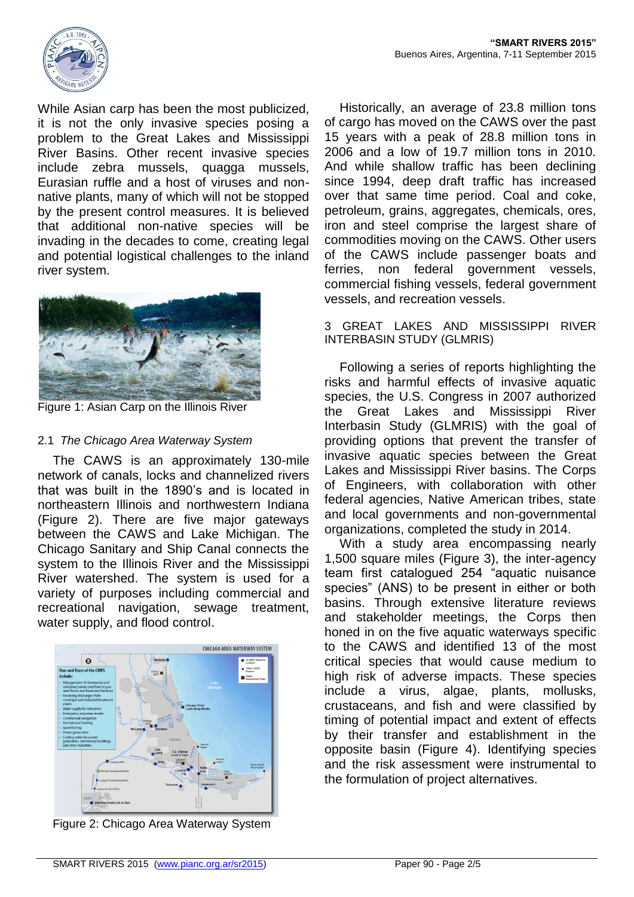While Asian carp has been the most publicized, it is not the only invasive species posing a problem to the Great Lakes and Mississippi River Basins. Other recent invasive species include zebra mussels, quagga mussels, Eurasian ruffle and a host of viruses and non-native plants, many of which will not be stopped by the present control measures. It is believed that additional non-native species will be invading in the decades to come, creating legal and potential logistical challenges to the inland river system.

Figure 1: Asian Carp on the Illinois River

### 2.1 *The Chicago Area Waterway System*

The CAWS is an approximately 130-mile network of canals, locks and channelized rivers that was built in the 1890's and is located in northeastern Illinois and northwestern Indiana (Figure 2). There are five major gateways between the CAWS and Lake Michigan. The Chicago Sanitary and Ship Canal connects the system to the Illinois River and the Mississippi River watershed. The system is used for a variety of purposes including commercial and recreational navigation, sewage treatment, water supply, and flood control.

Figure 2: Chicago Area Waterway System

Historically, an average of 23.8 million tons of cargo has moved on the CAWS over the past 15 years with a peak of 28.8 million tons in 2006 and a low of 19.7 million tons in 2010. And while shallow traffic has been declining since 1994, deep draft traffic has increased over that same time period. Coal and coke, petroleum, grains, aggregates, chemicals, ores, iron and steel comprise the largest share of commodities moving on the CAWS. Other users of the CAWS include passenger boats and ferries, non federal government vessels, commercial fishing vessels, federal government vessels, and recreation vessels.

## 3 GREAT LAKES AND MISSISSIPPI RIVER INTERBASIN STUDY (GLMRIS)

Following a series of reports highlighting the risks and harmful effects of invasive aquatic species, the U.S. Congress in 2007 authorized the Great Lakes and Mississippi River Interbasin Study (GLMRIS) with the goal of providing options that prevent the transfer of invasive aquatic species between the Great Lakes and Mississippi River basins. The Corps of Engineers, with collaboration with other federal agencies, Native American tribes, state and local governments and non-governmental organizations, completed the study in 2014.

With a study area encompassing nearly 1,500 square miles (Figure 3), the inter-agency team first catalogued 254 "aquatic nuisance species" (ANS) to be present in either or both basins. Through extensive literature reviews and stakeholder meetings, the Corps then honed in on the five aquatic waterways specific to the CAWS and identified 13 of the most critical species that would cause medium to high risk of adverse impacts. These species include a virus, algae, plants, mollusks, crustaceans, and fish and were classified by timing of potential impact and extent of effects by their transfer and establishment in the opposite basin (Figure 4). Identifying species and the risk assessment were instrumental to the formulation of project alternatives.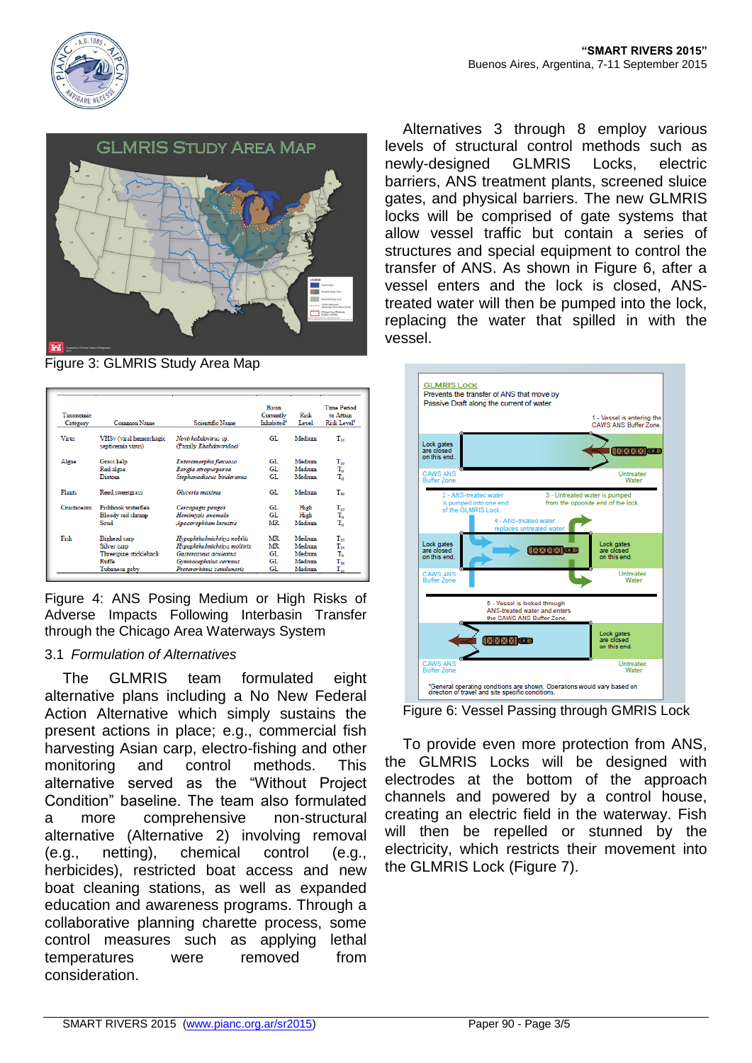Figure 3: GLMRIS Study Area Map

| Taxonomic Category | Common Name | Scientific Name | Basin Currently Inhabited[a] | Risk Level | Time Period to Attain Risk Level[b] |
|---|---|---|---|---|---|
| Virus | VHSv (viral hemorrhagic septicemia virus) | Novirhabdovirus sp. (Family Rhabdoviridae) | GL | Medium | $T_{10}$ |
| Algae | Grass kelp | Enteromorpha flexuosa | GL | Medium | $T_{10}$ |
| | Red algae | Bangia atropurpurea | GL | Medium | $T_0$ |
| | Diatom | Stephanodiscus binderanus | GL | Medium | $T_0$ |
| Plants | Reed sweetgrass | Glyceria maxima | GL | Medium | $T_{50}$ |
| Crustaceans | Fishhook waterflea | Cercopagis pengoi | GL | High | $T_{25}$ |
| | Bloody red shrimp | Hemimysis anomala | GL | High | $T_0$ |
| | Scud | Apocorophium lacustre | MR | Medium | $T_0$ |
| Fish | Bighead carp | Hypophthalmichthys nobilis | MR | Medium | $T_{25}$ |
| | Silver carp | Hypophthalmichthys molitrix | MR | Medium | $T_{25}$ |
| | Threespine stickleback | Gasterosteus aculeatus | GL | Medium | $T_0$ |
| | Ruffe | Gymnocephalus cernuus | GL | Medium | $T_{50}$ |
| | Tubenose goby | Proterorhinus semilunaris | GL | Medium | $T_{10}$ |

Figure 4: ANS Posing Medium or High Risks of Adverse Impacts Following Interbasin Transfer through the Chicago Area Waterways System

### 3.1 *Formulation of Alternatives*

The GLMRIS team formulated eight alternative plans including a No New Federal Action Alternative which simply sustains the present actions in place; e.g., commercial fish harvesting Asian carp, electro-fishing and other monitoring and control methods. This alternative served as the "Without Project Condition" baseline. The team also formulated a more comprehensive non-structural alternative (Alternative 2) involving removal (e.g., netting), chemical control (e.g., herbicides), restricted boat access and new boat cleaning stations, as well as expanded education and awareness programs. Through a collaborative planning charette process, some control measures such as applying lethal temperatures were removed from consideration.

Alternatives 3 through 8 employ various levels of structural control methods such as newly-designed GLMRIS Locks, electric barriers, ANS treatment plants, screened sluice gates, and physical barriers. The new GLMRIS locks will be comprised of gate systems that allow vessel traffic but contain a series of structures and special equipment to control the transfer of ANS. As shown in Figure 6, after a vessel enters and the lock is closed, ANS-treated water will then be pumped into the lock, replacing the water that spilled in with the vessel.

Figure 6: Vessel Passing through GMRIS Lock

To provide even more protection from ANS, the GLMRIS Locks will be designed with electrodes at the bottom of the approach channels and powered by a control house, creating an electric field in the waterway. Fish will then be repelled or stunned by the electricity, which restricts their movement into the GLMRIS Lock (Figure 7).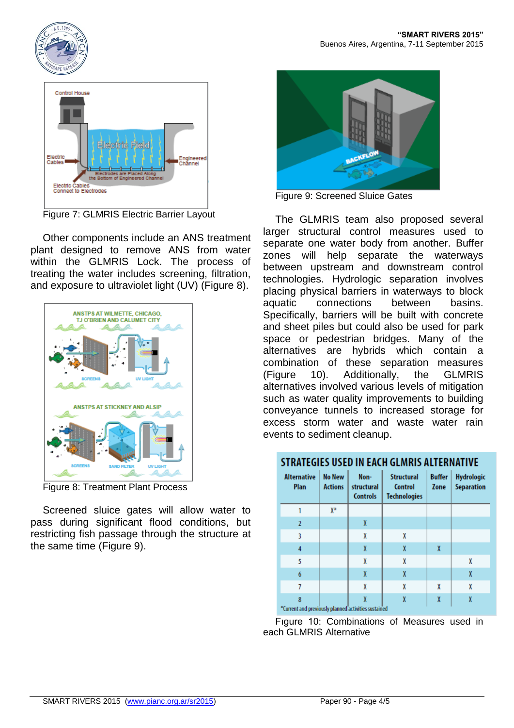Figure 7: GLMRIS Electric Barrier Layout

Other components include an ANS treatment plant designed to remove ANS from water within the GLMRIS Lock. The process of treating the water includes screening, filtration, and exposure to ultraviolet light (UV) (Figure 8).

Figure 8: Treatment Plant Process

Screened sluice gates will allow water to pass during significant flood conditions, but restricting fish passage through the structure at the same time (Figure 9).

Figure 9: Screened Sluice Gates

The GLMRIS team also proposed several larger structural control measures used to separate one water body from another. Buffer zones will help separate the waterways between upstream and downstream control technologies. Hydrologic separation involves placing physical barriers in waterways to block aquatic connections between basins. Specifically, barriers will be built with concrete and sheet piles but could also be used for park space or pedestrian bridges. Many of the alternatives are hybrids which contain a combination of these separation measures (Figure 10). Additionally, the GLMRIS alternatives involved various levels of mitigation such as water quality improvements to building conveyance tunnels to increased storage for excess storm water and waste water rain events to sediment cleanup.

**STRATEGIES USED IN EACH GLMRIS ALTERNATIVE**

| Alternative Plan | No New Actions | Non-structural Controls | Structural Control Technologies | Buffer Zone | Hydrologic Separation |
|---|---|---|---|---|---|
| 1 | X* | | | | |
| 2 | | X | | | |
| 3 | | X | X | | |
| 4 | | X | X | X | |
| 5 | | X | X | | X |
| 6 | | X | X | | X |
| 7 | | X | X | X | X |
| 8 | | X | X | X | X |

*Current and previously planned activities sustained

Figure 10: Combinations of Measures used in each GLMRIS Alternative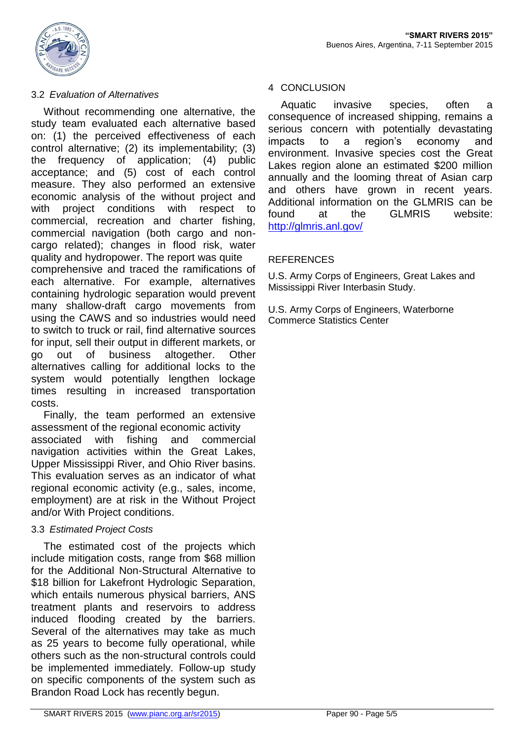### 3.2 *Evaluation of Alternatives*

Without recommending one alternative, the study team evaluated each alternative based on: (1) the perceived effectiveness of each control alternative; (2) its implementability; (3) the frequency of application; (4) public acceptance; and (5) cost of each control measure. They also performed an extensive economic analysis of the without project and with project conditions with respect to commercial, recreation and charter fishing, commercial navigation (both cargo and non-cargo related); changes in flood risk, water quality and hydropower. The report was quite comprehensive and traced the ramifications of each alternative. For example, alternatives containing hydrologic separation would prevent many shallow-draft cargo movements from using the CAWS and so industries would need to switch to truck or rail, find alternative sources for input, sell their output in different markets, or go out of business altogether. Other alternatives calling for additional locks to the system would potentially lengthen lockage times resulting in increased transportation costs.

Finally, the team performed an extensive assessment of the regional economic activity associated with fishing and commercial navigation activities within the Great Lakes, Upper Mississippi River, and Ohio River basins. This evaluation serves as an indicator of what regional economic activity (e.g., sales, income, employment) are at risk in the Without Project and/or With Project conditions.

### 3.3 *Estimated Project Costs*

The estimated cost of the projects which include mitigation costs, range from $68 million for the Additional Non-Structural Alternative to $18 billion for Lakefront Hydrologic Separation, which entails numerous physical barriers, ANS treatment plants and reservoirs to address induced flooding created by the barriers. Several of the alternatives may take as much as 25 years to become fully operational, while others such as the non-structural controls could be implemented immediately. Follow-up study on specific components of the system such as Brandon Road Lock has recently begun.

## 4 CONCLUSION

Aquatic invasive species, often a consequence of increased shipping, remains a serious concern with potentially devastating impacts to a region's economy and environment. Invasive species cost the Great Lakes region alone an estimated $200 million annually and the looming threat of Asian carp and others have grown in recent years. Additional information on the GLMRIS can be found at the GLMRIS website: http://glmris.anl.gov/

## REFERENCES

U.S. Army Corps of Engineers, Great Lakes and Mississippi River Interbasin Study.

U.S. Army Corps of Engineers, Waterborne Commerce Statistics Center